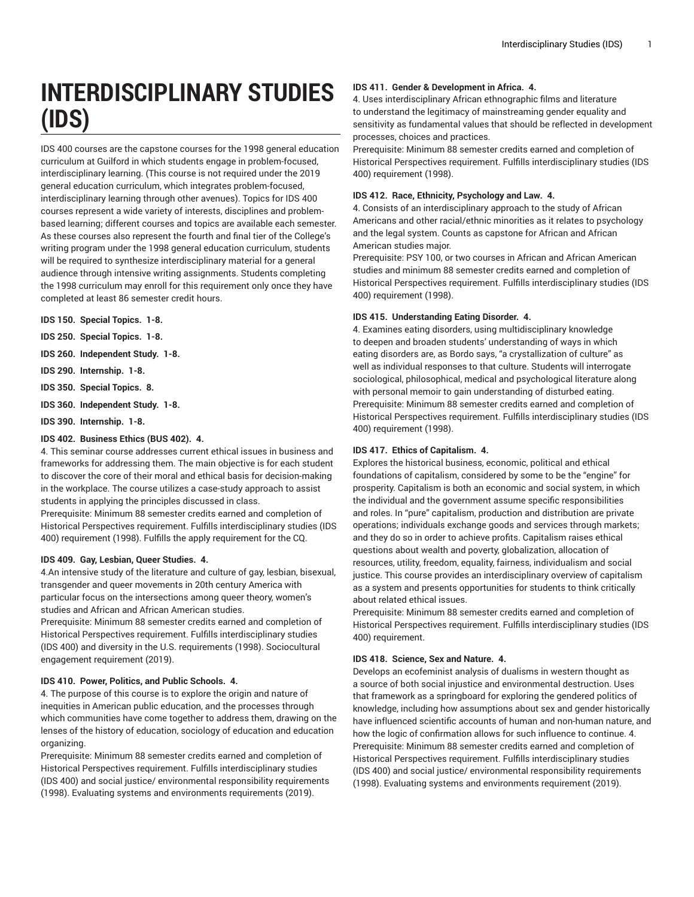# INTERDISCIPLINARY STUDIES (IDS)

IDS 400 courses are the capstone courses for the 1998 general education curriculum at Guilford in which students engage in problem-focused, interdisciplinary learning. (This course is not required under the 2019 general education curriculum, which integrates problem-focused, interdisciplinary learning through other avenues). Topics for IDS 400 courses represent a wide variety of interests, disciplines and problem-based learning; different courses and topics are available each semester. As these courses also represent the fourth and final tier of the College's writing program under the 1998 general education curriculum, students will be required to synthesize interdisciplinary material for a general audience through intensive writing assignments. Students completing the 1998 curriculum may enroll for this requirement only once they have completed at least 86 semester credit hours.

**IDS 150. Special Topics. 1-8.**

**IDS 250. Special Topics. 1-8.**

**IDS 260. Independent Study. 1-8.**

**IDS 290. Internship. 1-8.**

**IDS 350. Special Topics. 8.**

**IDS 360. Independent Study. 1-8.**

**IDS 390. Internship. 1-8.**

**IDS 402. Business Ethics (BUS 402). 4.**

4. This seminar course addresses current ethical issues in business and frameworks for addressing them. The main objective is for each student to discover the core of their moral and ethical basis for decision-making in the workplace. The course utilizes a case-study approach to assist students in applying the principles discussed in class.
Prerequisite: Minimum 88 semester credits earned and completion of Historical Perspectives requirement. Fulfills interdisciplinary studies (IDS 400) requirement (1998). Fulfills the apply requirement for the CQ.

**IDS 409. Gay, Lesbian, Queer Studies. 4.**

4.An intensive study of the literature and culture of gay, lesbian, bisexual, transgender and queer movements in 20th century America with particular focus on the intersections among queer theory, women's studies and African and African American studies.
Prerequisite: Minimum 88 semester credits earned and completion of Historical Perspectives requirement. Fulfills interdisciplinary studies (IDS 400) and diversity in the U.S. requirements (1998). Sociocultural engagement requirement (2019).

**IDS 410. Power, Politics, and Public Schools. 4.**

4. The purpose of this course is to explore the origin and nature of inequities in American public education, and the processes through which communities have come together to address them, drawing on the lenses of the history of education, sociology of education and education organizing.
Prerequisite: Minimum 88 semester credits earned and completion of Historical Perspectives requirement. Fulfills interdisciplinary studies (IDS 400) and social justice/ environmental responsibility requirements (1998). Evaluating systems and environments requirements (2019).

**IDS 411. Gender & Development in Africa. 4.**

4. Uses interdisciplinary African ethnographic films and literature to understand the legitimacy of mainstreaming gender equality and sensitivity as fundamental values that should be reflected in development processes, choices and practices.
Prerequisite: Minimum 88 semester credits earned and completion of Historical Perspectives requirement. Fulfills interdisciplinary studies (IDS 400) requirement (1998).

**IDS 412. Race, Ethnicity, Psychology and Law. 4.**

4. Consists of an interdisciplinary approach to the study of African Americans and other racial/ethnic minorities as it relates to psychology and the legal system. Counts as capstone for African and African American studies major.
Prerequisite: PSY 100, or two courses in African and African American studies and minimum 88 semester credits earned and completion of Historical Perspectives requirement. Fulfills interdisciplinary studies (IDS 400) requirement (1998).

**IDS 415. Understanding Eating Disorder. 4.**

4. Examines eating disorders, using multidisciplinary knowledge to deepen and broaden students' understanding of ways in which eating disorders are, as Bordo says, "a crystallization of culture" as well as individual responses to that culture. Students will interrogate sociological, philosophical, medical and psychological literature along with personal memoir to gain understanding of disturbed eating.
Prerequisite: Minimum 88 semester credits earned and completion of Historical Perspectives requirement. Fulfills interdisciplinary studies (IDS 400) requirement (1998).

**IDS 417. Ethics of Capitalism. 4.**

Explores the historical business, economic, political and ethical foundations of capitalism, considered by some to be the "engine" for prosperity. Capitalism is both an economic and social system, in which the individual and the government assume specific responsibilities and roles. In "pure" capitalism, production and distribution are private operations; individuals exchange goods and services through markets; and they do so in order to achieve profits. Capitalism raises ethical questions about wealth and poverty, globalization, allocation of resources, utility, freedom, equality, fairness, individualism and social justice. This course provides an interdisciplinary overview of capitalism as a system and presents opportunities for students to think critically about related ethical issues.
Prerequisite: Minimum 88 semester credits earned and completion of Historical Perspectives requirement. Fulfills interdisciplinary studies (IDS 400) requirement.

**IDS 418. Science, Sex and Nature. 4.**

Develops an ecofeminist analysis of dualisms in western thought as a source of both social injustice and environmental destruction. Uses that framework as a springboard for exploring the gendered politics of knowledge, including how assumptions about sex and gender historically have influenced scientific accounts of human and non-human nature, and how the logic of confirmation allows for such influence to continue. 4.
Prerequisite: Minimum 88 semester credits earned and completion of Historical Perspectives requirement. Fulfills interdisciplinary studies (IDS 400) and social justice/ environmental responsibility requirements (1998). Evaluating systems and environments requirement (2019).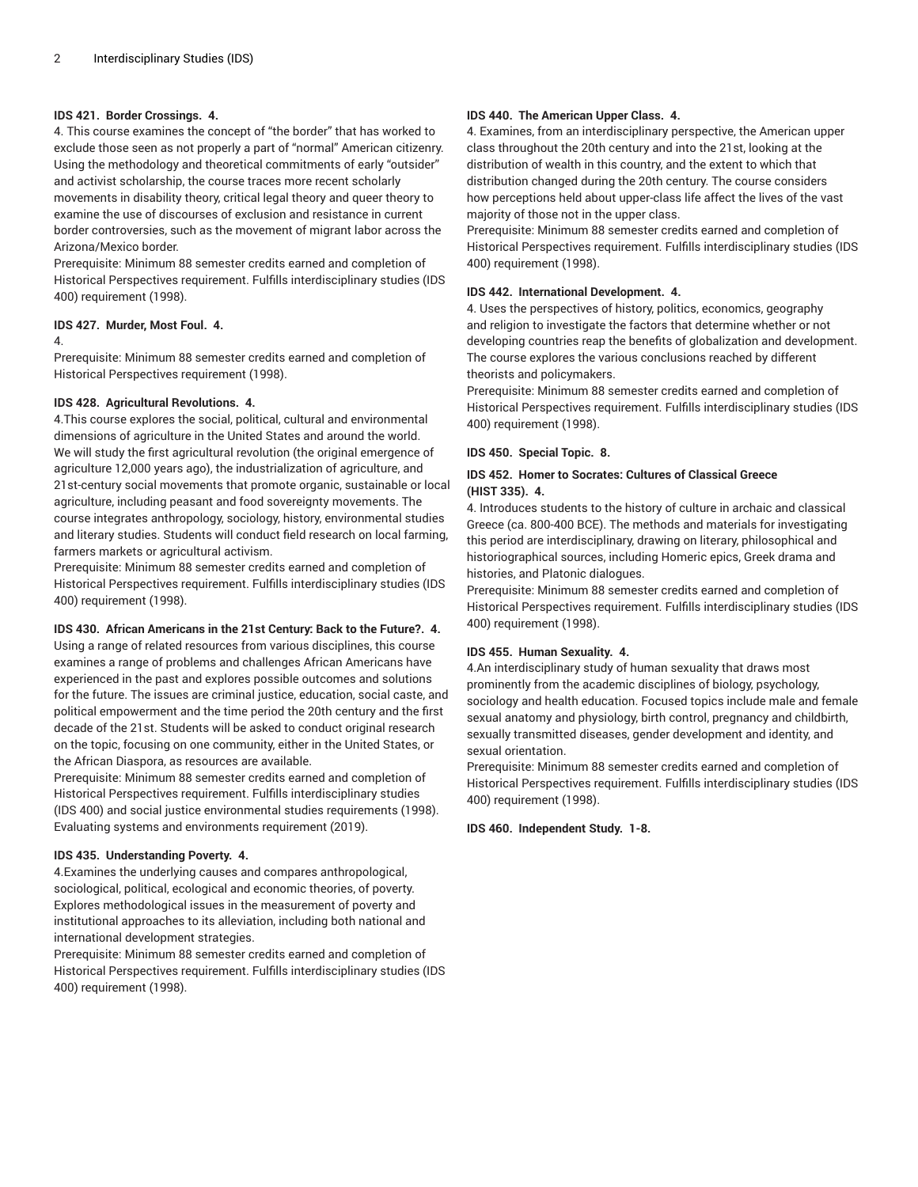**IDS 421. Border Crossings. 4.**

4. This course examines the concept of "the border" that has worked to exclude those seen as not properly a part of "normal" American citizenry. Using the methodology and theoretical commitments of early "outsider" and activist scholarship, the course traces more recent scholarly movements in disability theory, critical legal theory and queer theory to examine the use of discourses of exclusion and resistance in current border controversies, such as the movement of migrant labor across the Arizona/Mexico border.

Prerequisite: Minimum 88 semester credits earned and completion of Historical Perspectives requirement. Fulfills interdisciplinary studies (IDS 400) requirement (1998).

**IDS 427. Murder, Most Foul. 4.**

4.

Prerequisite: Minimum 88 semester credits earned and completion of Historical Perspectives requirement (1998).

**IDS 428. Agricultural Revolutions. 4.**

4.This course explores the social, political, cultural and environmental dimensions of agriculture in the United States and around the world. We will study the first agricultural revolution (the original emergence of agriculture 12,000 years ago), the industrialization of agriculture, and 21st-century social movements that promote organic, sustainable or local agriculture, including peasant and food sovereignty movements. The course integrates anthropology, sociology, history, environmental studies and literary studies. Students will conduct field research on local farming, farmers markets or agricultural activism.

Prerequisite: Minimum 88 semester credits earned and completion of Historical Perspectives requirement. Fulfills interdisciplinary studies (IDS 400) requirement (1998).

**IDS 430. African Americans in the 21st Century: Back to the Future?. 4.**

Using a range of related resources from various disciplines, this course examines a range of problems and challenges African Americans have experienced in the past and explores possible outcomes and solutions for the future. The issues are criminal justice, education, social caste, and political empowerment and the time period the 20th century and the first decade of the 21st. Students will be asked to conduct original research on the topic, focusing on one community, either in the United States, or the African Diaspora, as resources are available.

Prerequisite: Minimum 88 semester credits earned and completion of Historical Perspectives requirement. Fulfills interdisciplinary studies (IDS 400) and social justice environmental studies requirements (1998). Evaluating systems and environments requirement (2019).

**IDS 435. Understanding Poverty. 4.**

4.Examines the underlying causes and compares anthropological, sociological, political, ecological and economic theories, of poverty. Explores methodological issues in the measurement of poverty and institutional approaches to its alleviation, including both national and international development strategies.

Prerequisite: Minimum 88 semester credits earned and completion of Historical Perspectives requirement. Fulfills interdisciplinary studies (IDS 400) requirement (1998).

**IDS 440. The American Upper Class. 4.**

4. Examines, from an interdisciplinary perspective, the American upper class throughout the 20th century and into the 21st, looking at the distribution of wealth in this country, and the extent to which that distribution changed during the 20th century. The course considers how perceptions held about upper-class life affect the lives of the vast majority of those not in the upper class.

Prerequisite: Minimum 88 semester credits earned and completion of Historical Perspectives requirement. Fulfills interdisciplinary studies (IDS 400) requirement (1998).

**IDS 442. International Development. 4.**

4. Uses the perspectives of history, politics, economics, geography and religion to investigate the factors that determine whether or not developing countries reap the benefits of globalization and development. The course explores the various conclusions reached by different theorists and policymakers.

Prerequisite: Minimum 88 semester credits earned and completion of Historical Perspectives requirement. Fulfills interdisciplinary studies (IDS 400) requirement (1998).

**IDS 450. Special Topic. 8.**

**IDS 452. Homer to Socrates: Cultures of Classical Greece (HIST 335). 4.**

4. Introduces students to the history of culture in archaic and classical Greece (ca. 800-400 BCE). The methods and materials for investigating this period are interdisciplinary, drawing on literary, philosophical and historiographical sources, including Homeric epics, Greek drama and histories, and Platonic dialogues.

Prerequisite: Minimum 88 semester credits earned and completion of Historical Perspectives requirement. Fulfills interdisciplinary studies (IDS 400) requirement (1998).

**IDS 455. Human Sexuality. 4.**

4.An interdisciplinary study of human sexuality that draws most prominently from the academic disciplines of biology, psychology, sociology and health education. Focused topics include male and female sexual anatomy and physiology, birth control, pregnancy and childbirth, sexually transmitted diseases, gender development and identity, and sexual orientation.

Prerequisite: Minimum 88 semester credits earned and completion of Historical Perspectives requirement. Fulfills interdisciplinary studies (IDS 400) requirement (1998).

**IDS 460. Independent Study. 1-8.**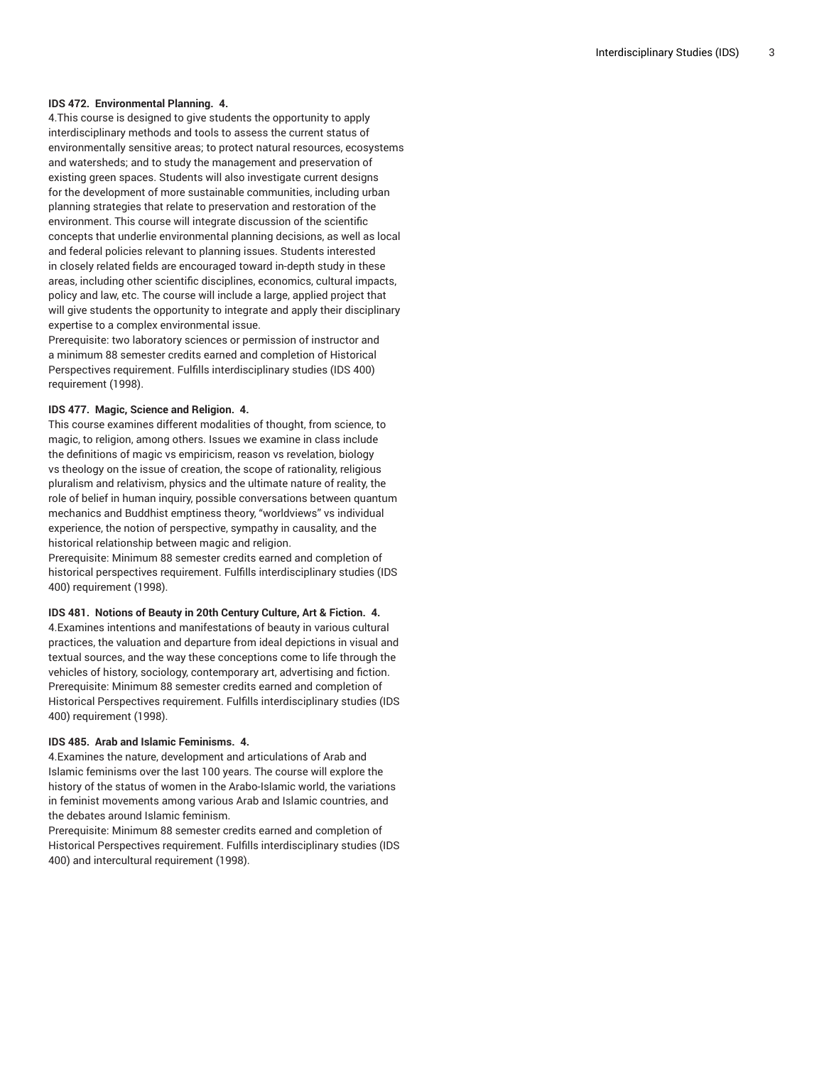**IDS 472. Environmental Planning. 4.**

4.This course is designed to give students the opportunity to apply interdisciplinary methods and tools to assess the current status of environmentally sensitive areas; to protect natural resources, ecosystems and watersheds; and to study the management and preservation of existing green spaces. Students will also investigate current designs for the development of more sustainable communities, including urban planning strategies that relate to preservation and restoration of the environment. This course will integrate discussion of the scientific concepts that underlie environmental planning decisions, as well as local and federal policies relevant to planning issues. Students interested in closely related fields are encouraged toward in-depth study in these areas, including other scientific disciplines, economics, cultural impacts, policy and law, etc. The course will include a large, applied project that will give students the opportunity to integrate and apply their disciplinary expertise to a complex environmental issue.

Prerequisite: two laboratory sciences or permission of instructor and a minimum 88 semester credits earned and completion of Historical Perspectives requirement. Fulfills interdisciplinary studies (IDS 400) requirement (1998).

**IDS 477. Magic, Science and Religion. 4.**

This course examines different modalities of thought, from science, to magic, to religion, among others. Issues we examine in class include the definitions of magic vs empiricism, reason vs revelation, biology vs theology on the issue of creation, the scope of rationality, religious pluralism and relativism, physics and the ultimate nature of reality, the role of belief in human inquiry, possible conversations between quantum mechanics and Buddhist emptiness theory, "worldviews" vs individual experience, the notion of perspective, sympathy in causality, and the historical relationship between magic and religion.

Prerequisite: Minimum 88 semester credits earned and completion of historical perspectives requirement. Fulfills interdisciplinary studies (IDS 400) requirement (1998).

**IDS 481. Notions of Beauty in 20th Century Culture, Art & Fiction. 4.**

4.Examines intentions and manifestations of beauty in various cultural practices, the valuation and departure from ideal depictions in visual and textual sources, and the way these conceptions come to life through the vehicles of history, sociology, contemporary art, advertising and fiction.

Prerequisite: Minimum 88 semester credits earned and completion of Historical Perspectives requirement. Fulfills interdisciplinary studies (IDS 400) requirement (1998).

**IDS 485. Arab and Islamic Feminisms. 4.**

4.Examines the nature, development and articulations of Arab and Islamic feminisms over the last 100 years. The course will explore the history of the status of women in the Arabo-Islamic world, the variations in feminist movements among various Arab and Islamic countries, and the debates around Islamic feminism.

Prerequisite: Minimum 88 semester credits earned and completion of Historical Perspectives requirement. Fulfills interdisciplinary studies (IDS 400) and intercultural requirement (1998).